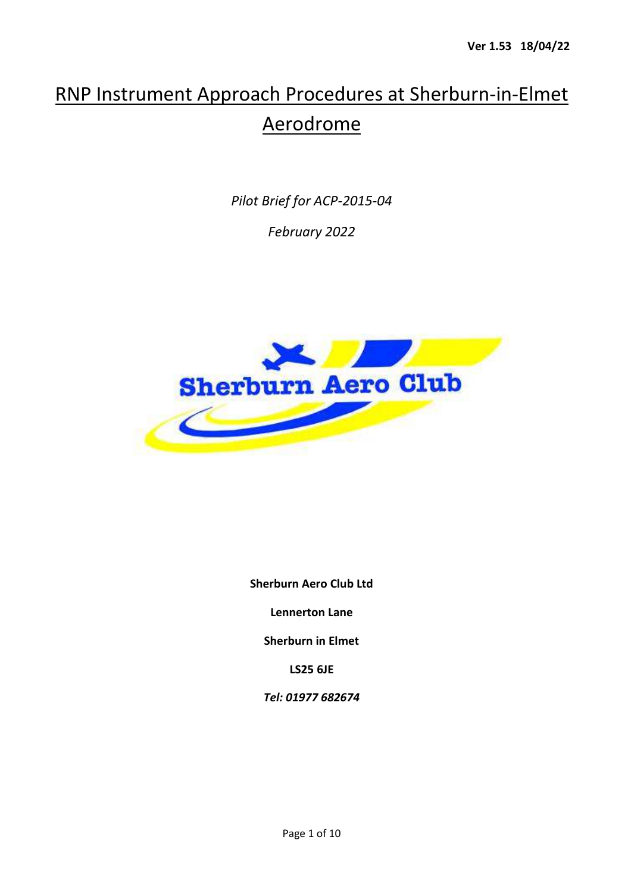**Ver 1.53 18/04/22**

# RNP Instrument Approach Procedures at Sherburn-in-Elmet Aerodrome

*Pilot Brief for ACP-2015-04*

*February 2022*

**Sherburn Aero Club Ltd**

**Lennerton Lane**

**Sherburn in Elmet**

**LS25 6JE**

***Tel: 01977 682674***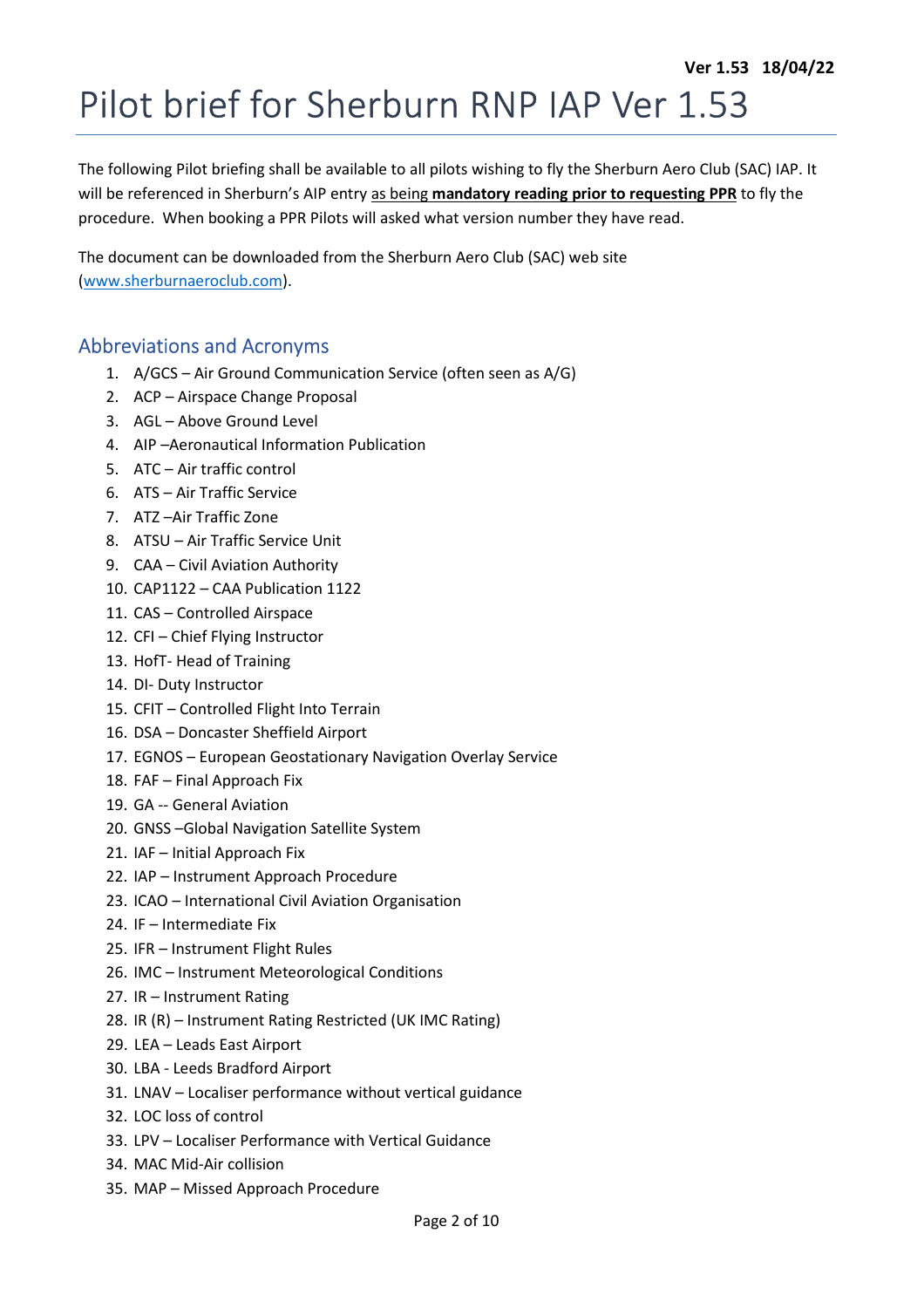**Ver 1.53 18/04/22**

# Pilot brief for Sherburn RNP IAP Ver 1.53

The following Pilot briefing shall be available to all pilots wishing to fly the Sherburn Aero Club (SAC) IAP. It will be referenced in Sherburn's AIP entry as being **mandatory reading prior to requesting PPR** to fly the procedure. When booking a PPR Pilots will asked what version number they have read.

The document can be downloaded from the Sherburn Aero Club (SAC) web site (www.sherburnaeroclub.com).

## Abbreviations and Acronyms

1. A/GCS – Air Ground Communication Service (often seen as A/G)
2. ACP – Airspace Change Proposal
3. AGL – Above Ground Level
4. AIP –Aeronautical Information Publication
5. ATC – Air traffic control
6. ATS – Air Traffic Service
7. ATZ –Air Traffic Zone
8. ATSU – Air Traffic Service Unit
9. CAA – Civil Aviation Authority
10. CAP1122 – CAA Publication 1122
11. CAS – Controlled Airspace
12. CFI – Chief Flying Instructor
13. HofT- Head of Training
14. DI- Duty Instructor
15. CFIT – Controlled Flight Into Terrain
16. DSA – Doncaster Sheffield Airport
17. EGNOS – European Geostationary Navigation Overlay Service
18. FAF – Final Approach Fix
19. GA -- General Aviation
20. GNSS –Global Navigation Satellite System
21. IAF – Initial Approach Fix
22. IAP – Instrument Approach Procedure
23. ICAO – International Civil Aviation Organisation
24. IF – Intermediate Fix
25. IFR – Instrument Flight Rules
26. IMC – Instrument Meteorological Conditions
27. IR – Instrument Rating
28. IR (R) – Instrument Rating Restricted (UK IMC Rating)
29. LEA – Leads East Airport
30. LBA - Leeds Bradford Airport
31. LNAV – Localiser performance without vertical guidance
32. LOC loss of control
33. LPV – Localiser Performance with Vertical Guidance
34. MAC Mid-Air collision
35. MAP – Missed Approach Procedure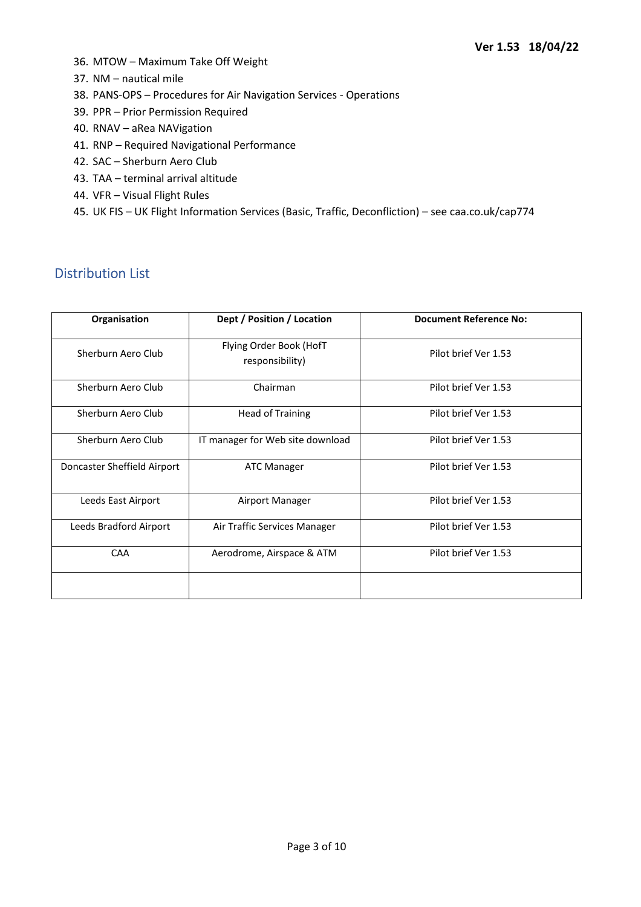36. MTOW – Maximum Take Off Weight
37. NM – nautical mile
38. PANS-OPS – Procedures for Air Navigation Services - Operations
39. PPR – Prior Permission Required
40. RNAV – aRea NAVigation
41. RNP – Required Navigational Performance
42. SAC – Sherburn Aero Club
43. TAA – terminal arrival altitude
44. VFR – Visual Flight Rules
45. UK FIS – UK Flight Information Services (Basic, Traffic, Deconfliction) – see caa.co.uk/cap774

## Distribution List

| Organisation | Dept / Position / Location | Document Reference No: |
|---|---|---|
| Sherburn Aero Club | Flying Order Book (HofT responsibility) | Pilot brief Ver 1.53 |
| Sherburn Aero Club | Chairman | Pilot brief Ver 1.53 |
| Sherburn Aero Club | Head of Training | Pilot brief Ver 1.53 |
| Sherburn Aero Club | IT manager for Web site download | Pilot brief Ver 1.53 |
| Doncaster Sheffield Airport | ATC Manager | Pilot brief Ver 1.53 |
| Leeds East Airport | Airport Manager | Pilot brief Ver 1.53 |
| Leeds Bradford Airport | Air Traffic Services Manager | Pilot brief Ver 1.53 |
| CAA | Aerodrome, Airspace & ATM | Pilot brief Ver 1.53 |
| | | |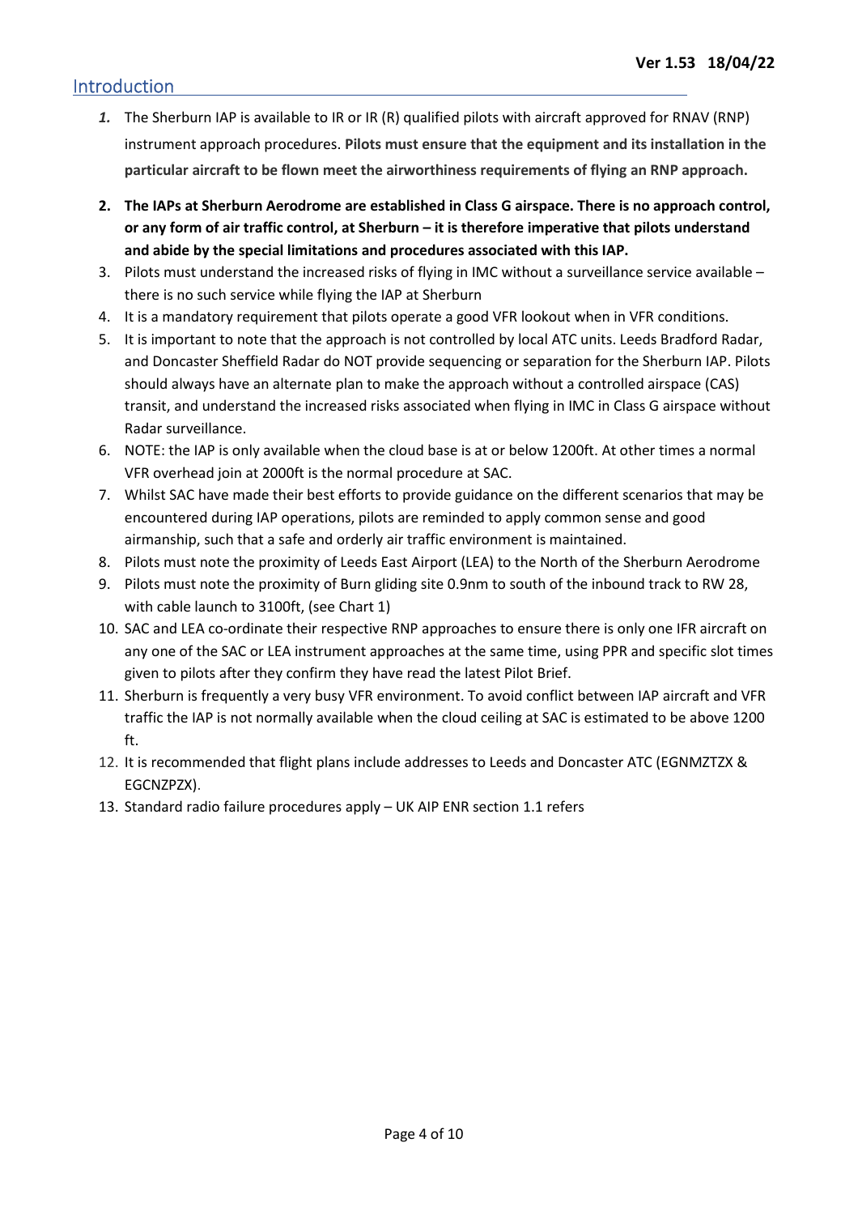**Ver 1.53 18/04/22**

## Introduction

1. The Sherburn IAP is available to IR or IR (R) qualified pilots with aircraft approved for RNAV (RNP) instrument approach procedures. **Pilots must ensure that the equipment and its installation in the particular aircraft to be flown meet the airworthiness requirements of flying an RNP approach.**
2. **The IAPs at Sherburn Aerodrome are established in Class G airspace. There is no approach control, or any form of air traffic control, at Sherburn – it is therefore imperative that pilots understand and abide by the special limitations and procedures associated with this IAP.**
3. Pilots must understand the increased risks of flying in IMC without a surveillance service available – there is no such service while flying the IAP at Sherburn
4. It is a mandatory requirement that pilots operate a good VFR lookout when in VFR conditions.
5. It is important to note that the approach is not controlled by local ATC units. Leeds Bradford Radar, and Doncaster Sheffield Radar do NOT provide sequencing or separation for the Sherburn IAP. Pilots should always have an alternate plan to make the approach without a controlled airspace (CAS) transit, and understand the increased risks associated when flying in IMC in Class G airspace without Radar surveillance.
6. NOTE: the IAP is only available when the cloud base is at or below 1200ft. At other times a normal VFR overhead join at 2000ft is the normal procedure at SAC.
7. Whilst SAC have made their best efforts to provide guidance on the different scenarios that may be encountered during IAP operations, pilots are reminded to apply common sense and good airmanship, such that a safe and orderly air traffic environment is maintained.
8. Pilots must note the proximity of Leeds East Airport (LEA) to the North of the Sherburn Aerodrome
9. Pilots must note the proximity of Burn gliding site 0.9nm to south of the inbound track to RW 28, with cable launch to 3100ft, (see Chart 1)
10. SAC and LEA co-ordinate their respective RNP approaches to ensure there is only one IFR aircraft on any one of the SAC or LEA instrument approaches at the same time, using PPR and specific slot times given to pilots after they confirm they have read the latest Pilot Brief.
11. Sherburn is frequently a very busy VFR environment. To avoid conflict between IAP aircraft and VFR traffic the IAP is not normally available when the cloud ceiling at SAC is estimated to be above 1200 ft.
12. It is recommended that flight plans include addresses to Leeds and Doncaster ATC (EGNMZTZX & EGCNZPZX).
13. Standard radio failure procedures apply – UK AIP ENR section 1.1 refers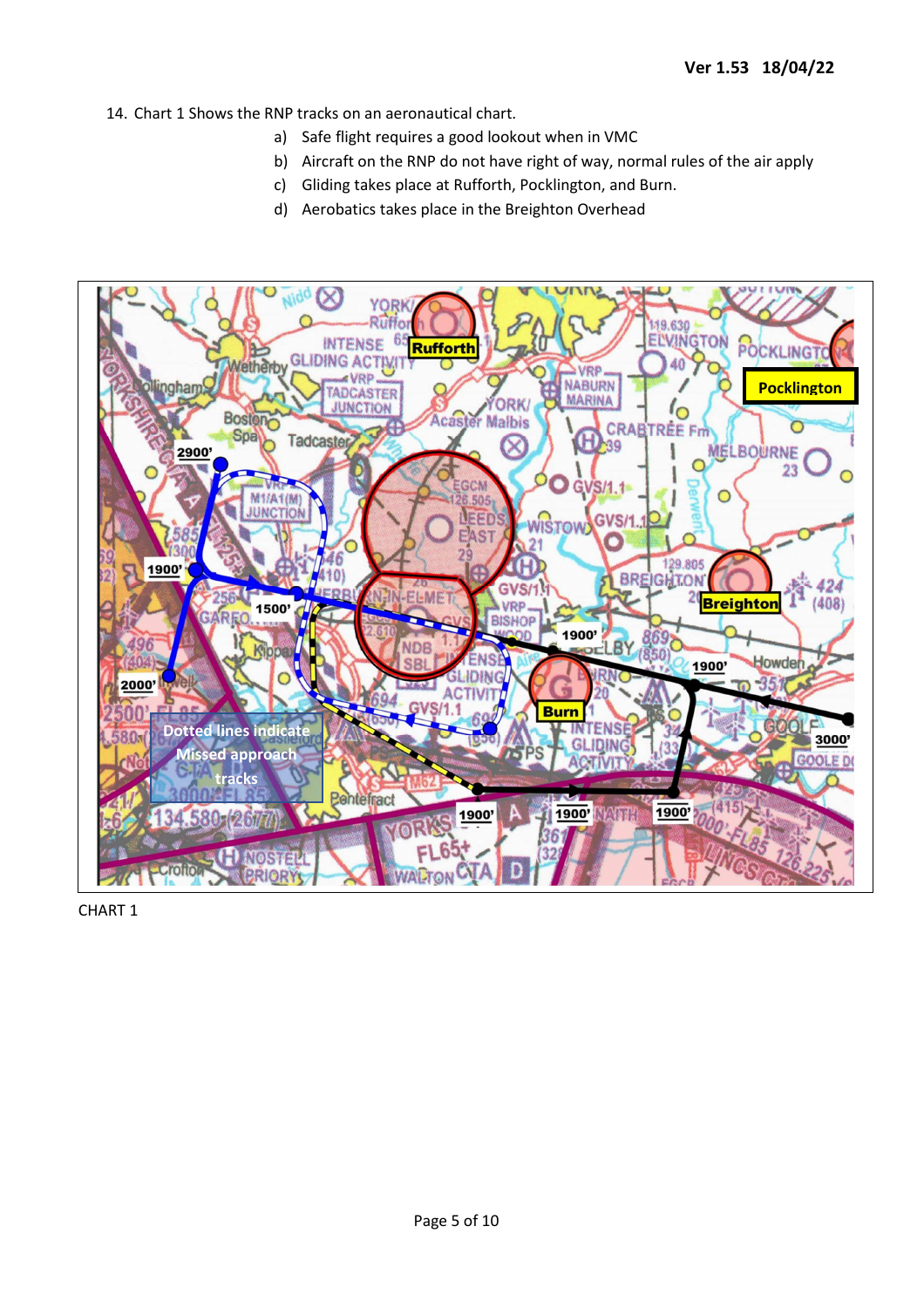14. Chart 1 Shows the RNP tracks on an aeronautical chart.
    a) Safe flight requires a good lookout when in VMC
    b) Aircraft on the RNP do not have right of way, normal rules of the air apply
    c) Gliding takes place at Rufforth, Pocklington, and Burn.
    d) Aerobatics takes place in the Breighton Overhead

CHART 1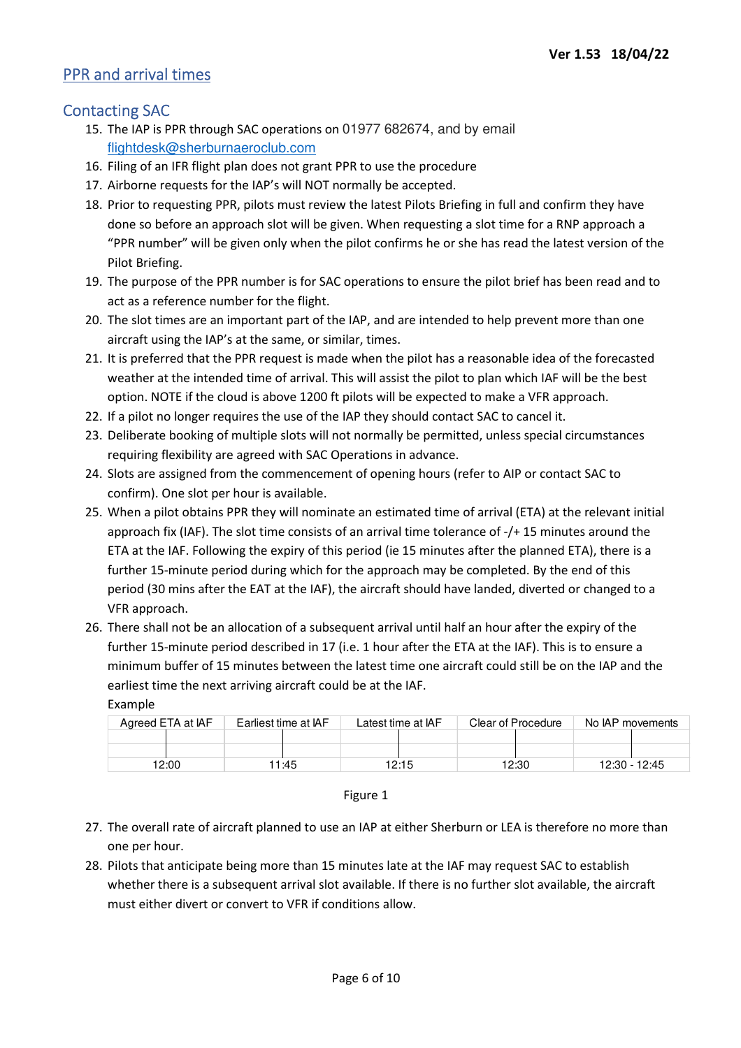## PPR and arrival times

### Contacting SAC

15. The IAP is PPR through SAC operations on 01977 682674, and by email [flightdesk@sherburnaeroclub.com](mailto:flightdesk@sherburnaeroclub.com)
16. Filing of an IFR flight plan does not grant PPR to use the procedure
17. Airborne requests for the IAP's will NOT normally be accepted.
18. Prior to requesting PPR, pilots must review the latest Pilots Briefing in full and confirm they have done so before an approach slot will be given. When requesting a slot time for a RNP approach a "PPR number" will be given only when the pilot confirms he or she has read the latest version of the Pilot Briefing.
19. The purpose of the PPR number is for SAC operations to ensure the pilot brief has been read and to act as a reference number for the flight.
20. The slot times are an important part of the IAP, and are intended to help prevent more than one aircraft using the IAP's at the same, or similar, times.
21. It is preferred that the PPR request is made when the pilot has a reasonable idea of the forecasted weather at the intended time of arrival. This will assist the pilot to plan which IAF will be the best option. NOTE if the cloud is above 1200 ft pilots will be expected to make a VFR approach.
22. If a pilot no longer requires the use of the IAP they should contact SAC to cancel it.
23. Deliberate booking of multiple slots will not normally be permitted, unless special circumstances requiring flexibility are agreed with SAC Operations in advance.
24. Slots are assigned from the commencement of opening hours (refer to AIP or contact SAC to confirm). One slot per hour is available.
25. When a pilot obtains PPR they will nominate an estimated time of arrival (ETA) at the relevant initial approach fix (IAF). The slot time consists of an arrival time tolerance of -/+ 15 minutes around the ETA at the IAF. Following the expiry of this period (ie 15 minutes after the planned ETA), there is a further 15-minute period during which for the approach may be completed. By the end of this period (30 mins after the EAT at the IAF), the aircraft should have landed, diverted or changed to a VFR approach.
26. There shall not be an allocation of a subsequent arrival until half an hour after the expiry of the further 15-minute period described in 17 (i.e. 1 hour after the ETA at the IAF). This is to ensure a minimum buffer of 15 minutes between the latest time one aircraft could still be on the IAP and the earliest time the next arriving aircraft could be at the IAF.

Example

| Agreed ETA at IAF | Earliest time at IAF | Latest time at IAF | Clear of Procedure | No IAP movements |
|---|---|---|---|---|
| 12:00 | 11:45 | 12:15 | 12:30 | 12:30 - 12:45 |

Figure 1

27. The overall rate of aircraft planned to use an IAP at either Sherburn or LEA is therefore no more than one per hour.
28. Pilots that anticipate being more than 15 minutes late at the IAF may request SAC to establish whether there is a subsequent arrival slot available. If there is no further slot available, the aircraft must either divert or convert to VFR if conditions allow.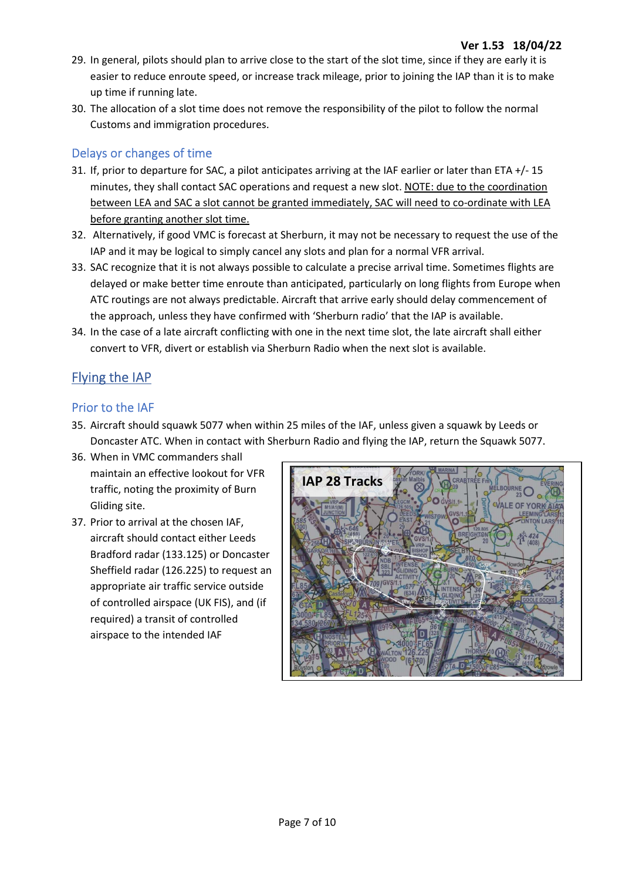29. In general, pilots should plan to arrive close to the start of the slot time, since if they are early it is easier to reduce enroute speed, or increase track mileage, prior to joining the IAP than it is to make up time if running late.
30. The allocation of a slot time does not remove the responsibility of the pilot to follow the normal Customs and immigration procedures.

### Delays or changes of time

31. If, prior to departure for SAC, a pilot anticipates arriving at the IAF earlier or later than ETA +/- 15 minutes, they shall contact SAC operations and request a new slot. NOTE: due to the coordination between LEA and SAC a slot cannot be granted immediately, SAC will need to co-ordinate with LEA before granting another slot time.
32. Alternatively, if good VMC is forecast at Sherburn, it may not be necessary to request the use of the IAP and it may be logical to simply cancel any slots and plan for a normal VFR arrival.
33. SAC recognize that it is not always possible to calculate a precise arrival time. Sometimes flights are delayed or make better time enroute than anticipated, particularly on long flights from Europe when ATC routings are not always predictable. Aircraft that arrive early should delay commencement of the approach, unless they have confirmed with 'Sherburn radio' that the IAP is available.
34. In the case of a late aircraft conflicting with one in the next time slot, the late aircraft shall either convert to VFR, divert or establish via Sherburn Radio when the next slot is available.

## Flying the IAP

### Prior to the IAF

35. Aircraft should squawk 5077 when within 25 miles of the IAF, unless given a squawk by Leeds or Doncaster ATC. When in contact with Sherburn Radio and flying the IAP, return the Squawk 5077.
36. When in VMC commanders shall maintain an effective lookout for VFR traffic, noting the proximity of Burn Gliding site.
37. Prior to arrival at the chosen IAF, aircraft should contact either Leeds Bradford radar (133.125) or Doncaster Sheffield radar (126.225) to request an appropriate air traffic service outside of controlled airspace (UK FIS), and (if required) a transit of controlled airspace to the intended IAF

IAP 28 Tracks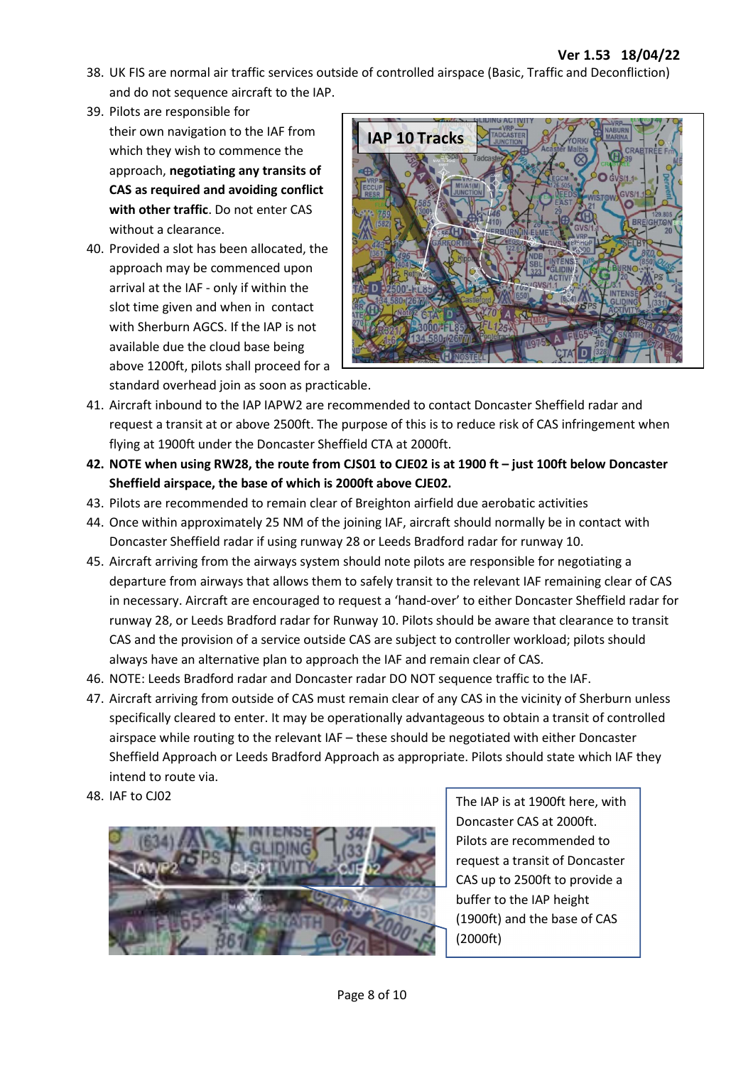38. UK FIS are normal air traffic services outside of controlled airspace (Basic, Traffic and Deconfliction) and do not sequence aircraft to the IAP.
39. Pilots are responsible for their own navigation to the IAF from which they wish to commence the approach, **negotiating any transits of CAS as required and avoiding conflict with other traffic**. Do not enter CAS without a clearance.
40. Provided a slot has been allocated, the approach may be commenced upon arrival at the IAF - only if within the slot time given and when in contact with Sherburn AGCS. If the IAP is not available due the cloud base being above 1200ft, pilots shall proceed for a standard overhead join as soon as practicable.

**IAP 10 Tracks**

41. Aircraft inbound to the IAP IAPW2 are recommended to contact Doncaster Sheffield radar and request a transit at or above 2500ft. The purpose of this is to reduce risk of CAS infringement when flying at 1900ft under the Doncaster Sheffield CTA at 2000ft.
42. **NOTE when using RW28, the route from CJS01 to CJE02 is at 1900 ft – just 100ft below Doncaster Sheffield airspace, the base of which is 2000ft above CJE02.**
43. Pilots are recommended to remain clear of Breighton airfield due aerobatic activities
44. Once within approximately 25 NM of the joining IAF, aircraft should normally be in contact with Doncaster Sheffield radar if using runway 28 or Leeds Bradford radar for runway 10.
45. Aircraft arriving from the airways system should note pilots are responsible for negotiating a departure from airways that allows them to safely transit to the relevant IAF remaining clear of CAS in necessary. Aircraft are encouraged to request a 'hand-over' to either Doncaster Sheffield radar for runway 28, or Leeds Bradford radar for Runway 10. Pilots should be aware that clearance to transit CAS and the provision of a service outside CAS are subject to controller workload; pilots should always have an alternative plan to approach the IAF and remain clear of CAS.
46. NOTE: Leeds Bradford radar and Doncaster radar DO NOT sequence traffic to the IAF.
47. Aircraft arriving from outside of CAS must remain clear of any CAS in the vicinity of Sherburn unless specifically cleared to enter. It may be operationally advantageous to obtain a transit of controlled airspace while routing to the relevant IAF – these should be negotiated with either Doncaster Sheffield Approach or Leeds Bradford Approach as appropriate. Pilots should state which IAF they intend to route via.
48. IAF to CJ02

The IAP is at 1900ft here, with Doncaster CAS at 2000ft. Pilots are recommended to request a transit of Doncaster CAS up to 2500ft to provide a buffer to the IAP height (1900ft) and the base of CAS (2000ft)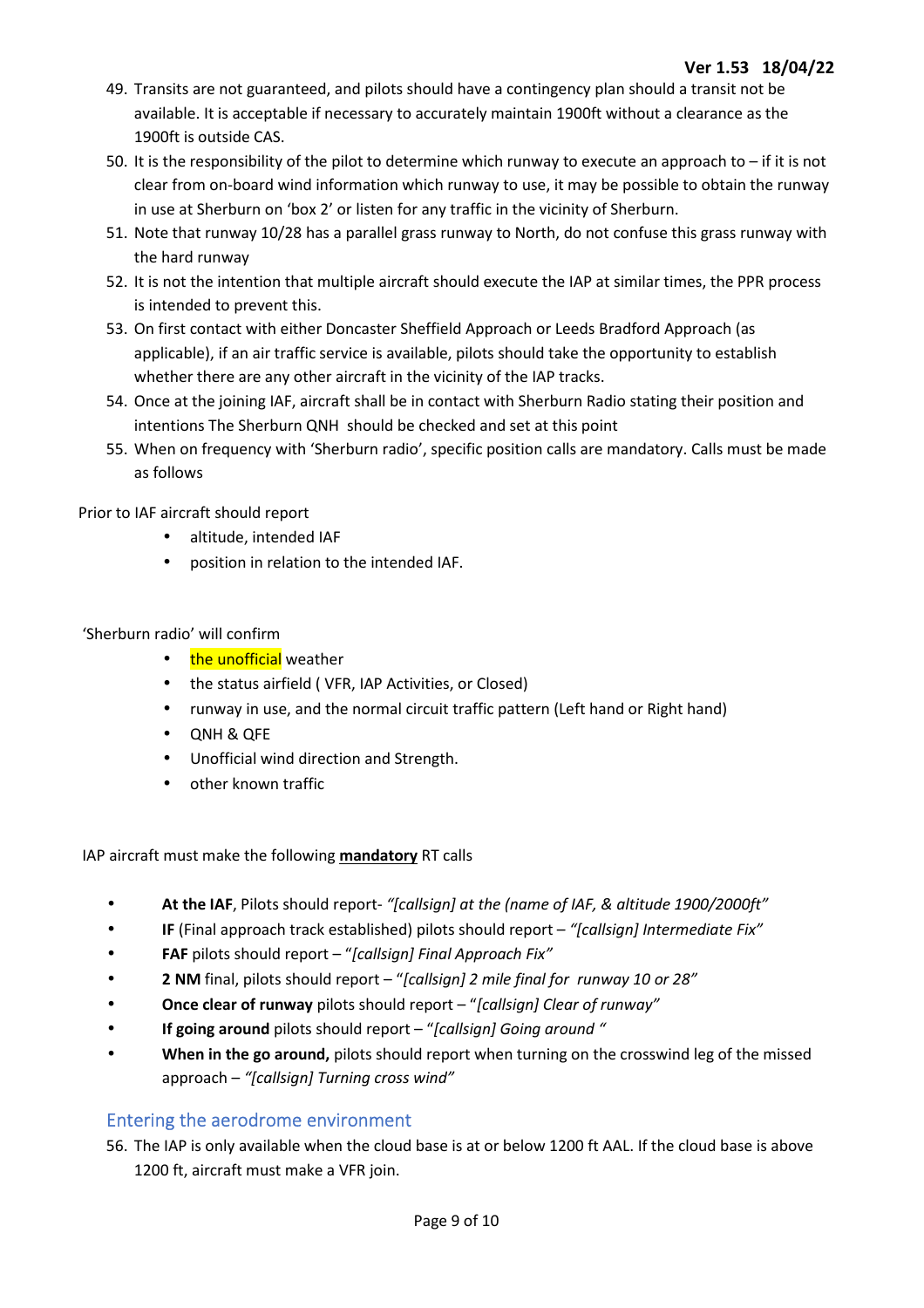49. Transits are not guaranteed, and pilots should have a contingency plan should a transit not be available. It is acceptable if necessary to accurately maintain 1900ft without a clearance as the 1900ft is outside CAS.
50. It is the responsibility of the pilot to determine which runway to execute an approach to – if it is not clear from on-board wind information which runway to use, it may be possible to obtain the runway in use at Sherburn on 'box 2' or listen for any traffic in the vicinity of Sherburn.
51. Note that runway 10/28 has a parallel grass runway to North, do not confuse this grass runway with the hard runway
52. It is not the intention that multiple aircraft should execute the IAP at similar times, the PPR process is intended to prevent this.
53. On first contact with either Doncaster Sheffield Approach or Leeds Bradford Approach (as applicable), if an air traffic service is available, pilots should take the opportunity to establish whether there are any other aircraft in the vicinity of the IAP tracks.
54. Once at the joining IAF, aircraft shall be in contact with Sherburn Radio stating their position and intentions The Sherburn QNH should be checked and set at this point
55. When on frequency with 'Sherburn radio', specific position calls are mandatory. Calls must be made as follows

Prior to IAF aircraft should report

- altitude, intended IAF
- position in relation to the intended IAF.

'Sherburn radio' will confirm

- the unofficial weather
- the status airfield ( VFR, IAP Activities, or Closed)
- runway in use, and the normal circuit traffic pattern (Left hand or Right hand)
- QNH & QFE
- Unofficial wind direction and Strength.
- other known traffic

IAP aircraft must make the following **mandatory** RT calls

- **At the IAF**, Pilots should report- *"[callsign] at the (name of IAF, & altitude 1900/2000ft"*
- **IF** (Final approach track established) pilots should report – *"[callsign] Intermediate Fix"*
- **FAF** pilots should report – "*[callsign] Final Approach Fix"*
- **2 NM** final, pilots should report – "*[callsign] 2 mile final for runway 10 or 28"*
- **Once clear of runway** pilots should report – "*[callsign] Clear of runway"*
- **If going around** pilots should report – "*[callsign] Going around "*
- **When in the go around,** pilots should report when turning on the crosswind leg of the missed approach – *"[callsign] Turning cross wind"*

## Entering the aerodrome environment

56. The IAP is only available when the cloud base is at or below 1200 ft AAL. If the cloud base is above 1200 ft, aircraft must make a VFR join.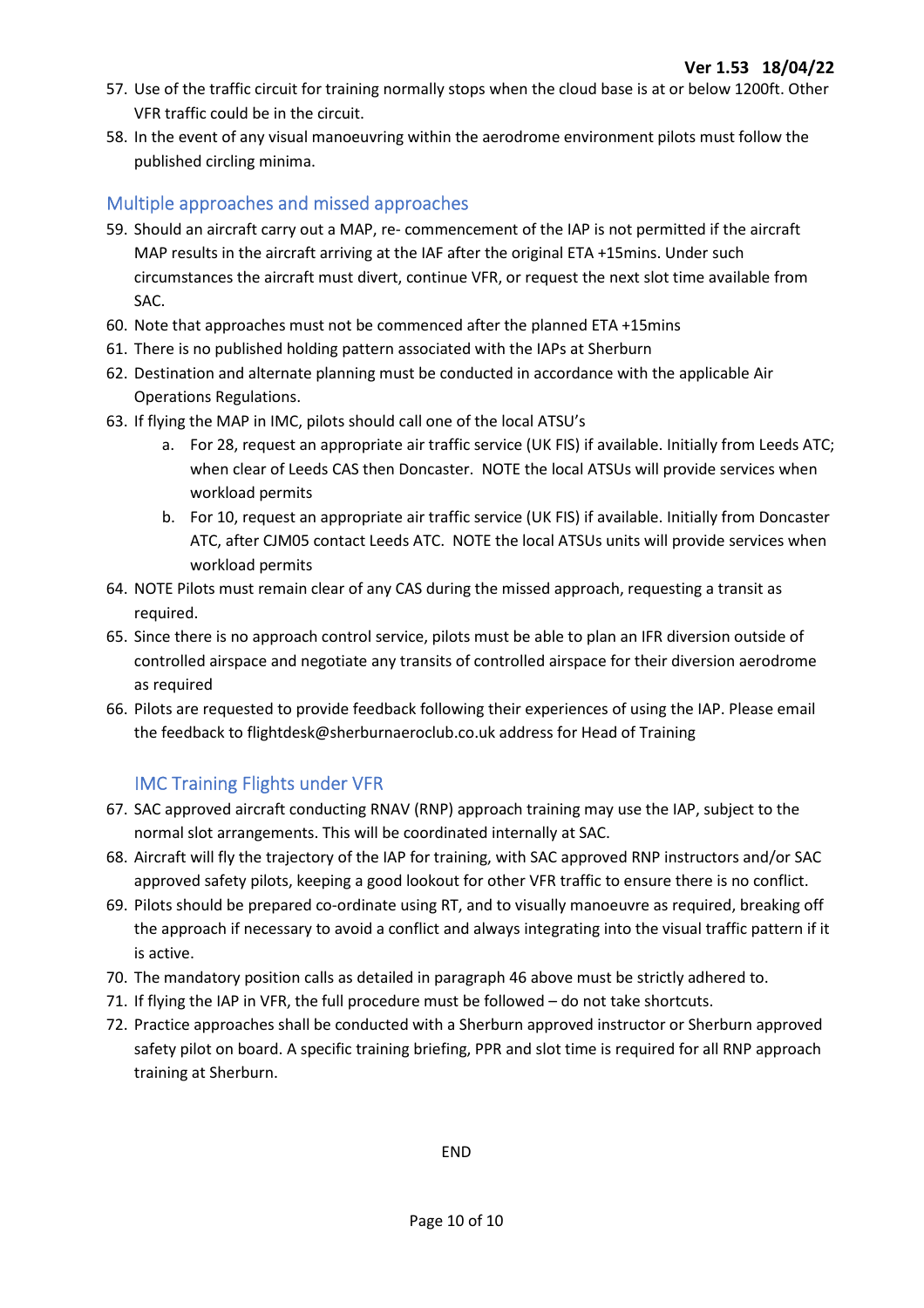57. Use of the traffic circuit for training normally stops when the cloud base is at or below 1200ft. Other VFR traffic could be in the circuit.
58. In the event of any visual manoeuvring within the aerodrome environment pilots must follow the published circling minima.

## Multiple approaches and missed approaches

59. Should an aircraft carry out a MAP, re- commencement of the IAP is not permitted if the aircraft MAP results in the aircraft arriving at the IAF after the original ETA +15mins. Under such circumstances the aircraft must divert, continue VFR, or request the next slot time available from SAC.
60. Note that approaches must not be commenced after the planned ETA +15mins
61. There is no published holding pattern associated with the IAPs at Sherburn
62. Destination and alternate planning must be conducted in accordance with the applicable Air Operations Regulations.
63. If flying the MAP in IMC, pilots should call one of the local ATSU's
    a. For 28, request an appropriate air traffic service (UK FIS) if available. Initially from Leeds ATC; when clear of Leeds CAS then Doncaster. NOTE the local ATSUs will provide services when workload permits
    b. For 10, request an appropriate air traffic service (UK FIS) if available. Initially from Doncaster ATC, after CJM05 contact Leeds ATC. NOTE the local ATSUs units will provide services when workload permits
64. NOTE Pilots must remain clear of any CAS during the missed approach, requesting a transit as required.
65. Since there is no approach control service, pilots must be able to plan an IFR diversion outside of controlled airspace and negotiate any transits of controlled airspace for their diversion aerodrome as required
66. Pilots are requested to provide feedback following their experiences of using the IAP. Please email the feedback to flightdesk@sherburnaeroclub.co.uk address for Head of Training

## IMC Training Flights under VFR

67. SAC approved aircraft conducting RNAV (RNP) approach training may use the IAP, subject to the normal slot arrangements. This will be coordinated internally at SAC.
68. Aircraft will fly the trajectory of the IAP for training, with SAC approved RNP instructors and/or SAC approved safety pilots, keeping a good lookout for other VFR traffic to ensure there is no conflict.
69. Pilots should be prepared co-ordinate using RT, and to visually manoeuvre as required, breaking off the approach if necessary to avoid a conflict and always integrating into the visual traffic pattern if it is active.
70. The mandatory position calls as detailed in paragraph 46 above must be strictly adhered to.
71. If flying the IAP in VFR, the full procedure must be followed – do not take shortcuts.
72. Practice approaches shall be conducted with a Sherburn approved instructor or Sherburn approved safety pilot on board. A specific training briefing, PPR and slot time is required for all RNP approach training at Sherburn.

END